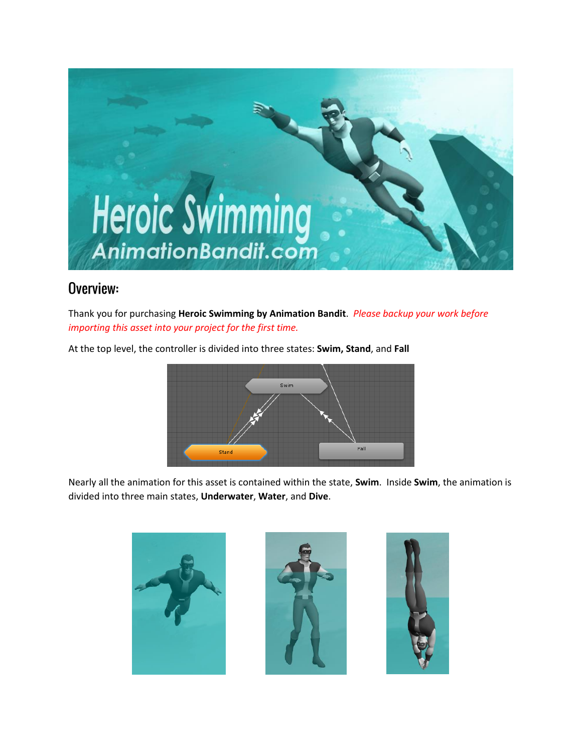## Overview:

Thank you for purchasing **Heroic Swimming by Animation Bandit**. *Please backup your work before importing this asset into your project for the first time.*

At the top level, the controller is divided into three states: **Swim, Stand**, and **Fall**

Nearly all the animation for this asset is contained within the state, **Swim**. Inside **Swim**, the animation is divided into three main states, **Underwater**, **Water**, and **Dive**.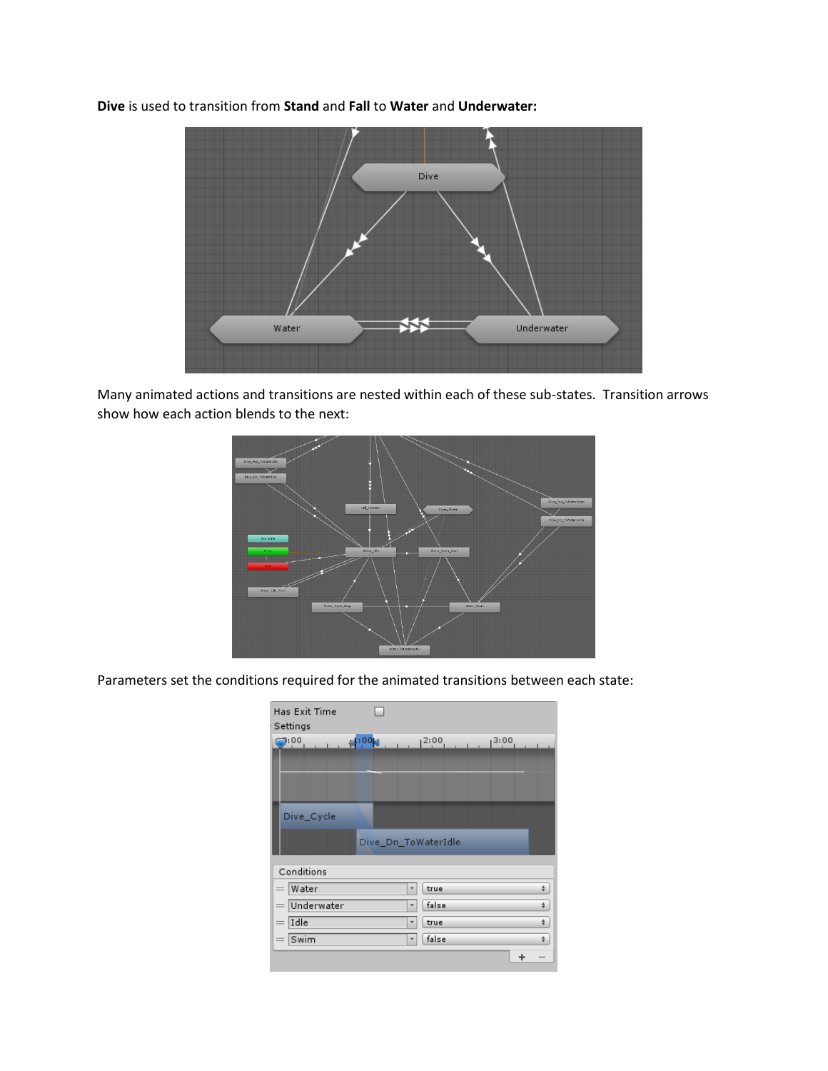**Dive** is used to transition from **Stand** and **Fall** to **Water** and **Underwater:**

Many animated actions and transitions are nested within each of these sub-states. Transition arrows show how each action blends to the next:

Parameters set the conditions required for the animated transitions between each state: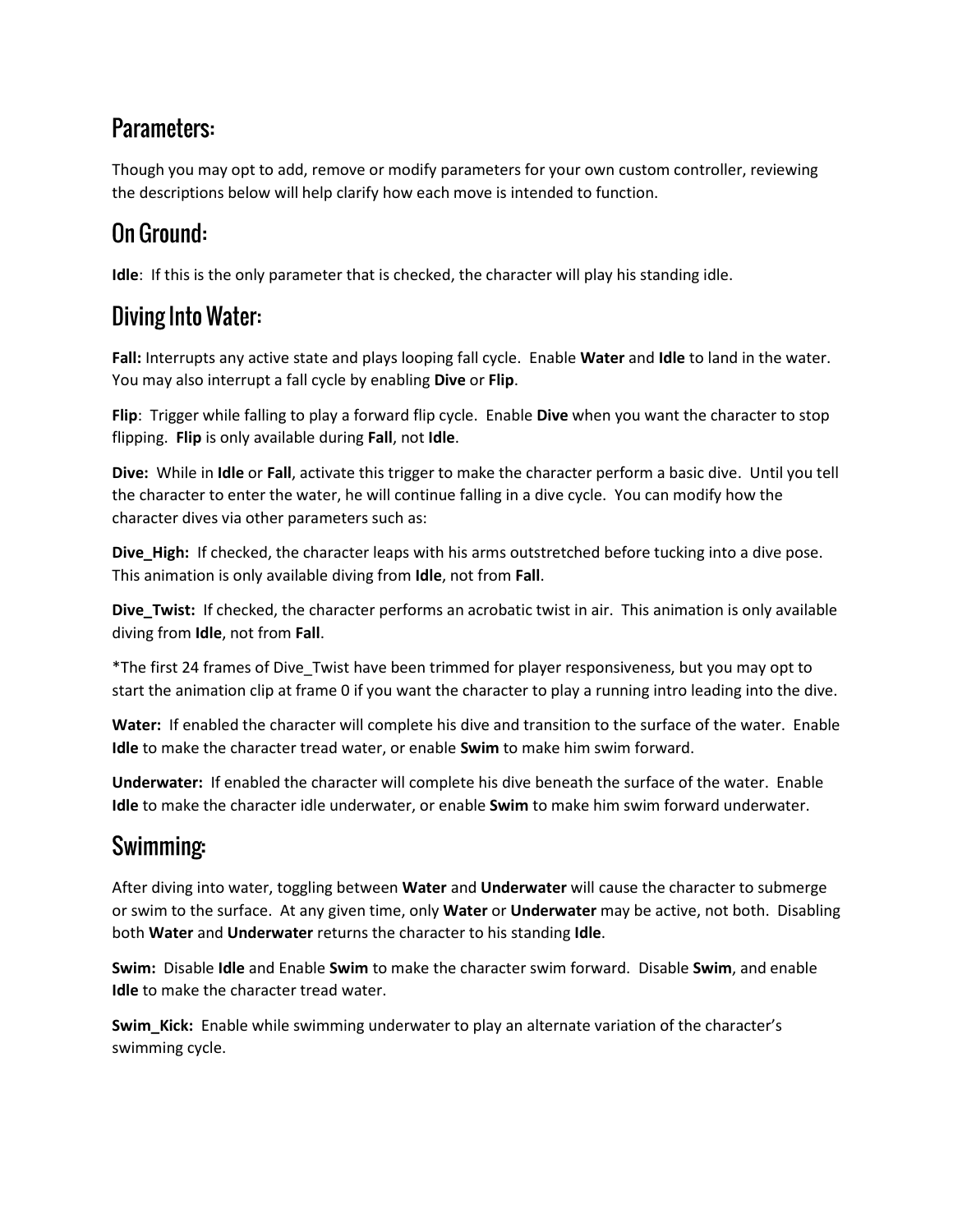## Parameters:

Though you may opt to add, remove or modify parameters for your own custom controller, reviewing the descriptions below will help clarify how each move is intended to function.

## On Ground:

**Idle**: If this is the only parameter that is checked, the character will play his standing idle.

## Diving Into Water:

**Fall:** Interrupts any active state and plays looping fall cycle. Enable **Water** and **Idle** to land in the water. You may also interrupt a fall cycle by enabling **Dive** or **Flip**.

**Flip**: Trigger while falling to play a forward flip cycle. Enable **Dive** when you want the character to stop flipping. **Flip** is only available during **Fall**, not **Idle**.

**Dive:** While in **Idle** or **Fall**, activate this trigger to make the character perform a basic dive. Until you tell the character to enter the water, he will continue falling in a dive cycle. You can modify how the character dives via other parameters such as:

**Dive_High:** If checked, the character leaps with his arms outstretched before tucking into a dive pose. This animation is only available diving from **Idle**, not from **Fall**.

**Dive_Twist:** If checked, the character performs an acrobatic twist in air. This animation is only available diving from **Idle**, not from **Fall**.

*The first 24 frames of Dive_Twist have been trimmed for player responsiveness, but you may opt to start the animation clip at frame 0 if you want the character to play a running intro leading into the dive.

**Water:** If enabled the character will complete his dive and transition to the surface of the water. Enable **Idle** to make the character tread water, or enable **Swim** to make him swim forward.

**Underwater:** If enabled the character will complete his dive beneath the surface of the water. Enable **Idle** to make the character idle underwater, or enable **Swim** to make him swim forward underwater.

## Swimming:

After diving into water, toggling between **Water** and **Underwater** will cause the character to submerge or swim to the surface. At any given time, only **Water** or **Underwater** may be active, not both. Disabling both **Water** and **Underwater** returns the character to his standing **Idle**.

**Swim:** Disable **Idle** and Enable **Swim** to make the character swim forward. Disable **Swim**, and enable **Idle** to make the character tread water.

**Swim_Kick:** Enable while swimming underwater to play an alternate variation of the character's swimming cycle.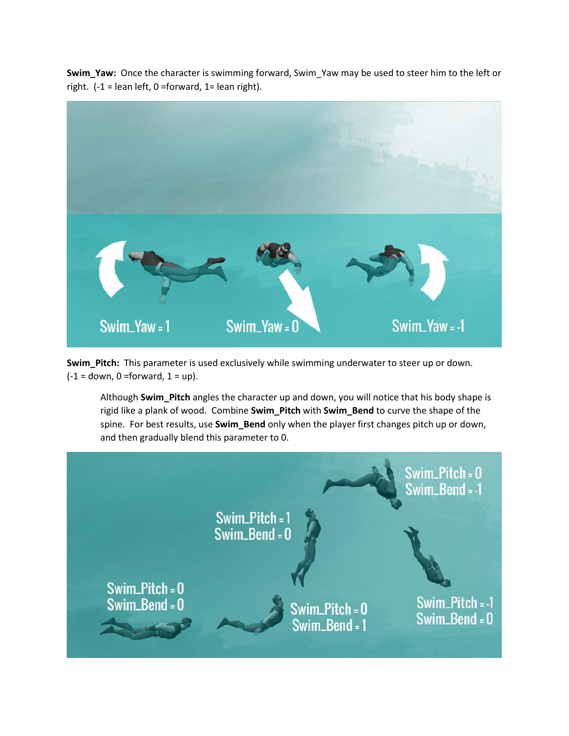**Swim_Yaw:** Once the character is swimming forward, Swim_Yaw may be used to steer him to the left or right. (-1 = lean left, 0 =forward, 1= lean right).

**Swim_Pitch:** This parameter is used exclusively while swimming underwater to steer up or down. (-1 = down, 0 =forward, 1 = up).

> Although **Swim_Pitch** angles the character up and down, you will notice that his body shape is rigid like a plank of wood. Combine **Swim_Pitch** with **Swim_Bend** to curve the shape of the spine. For best results, use **Swim_Bend** only when the player first changes pitch up or down, and then gradually blend this parameter to 0.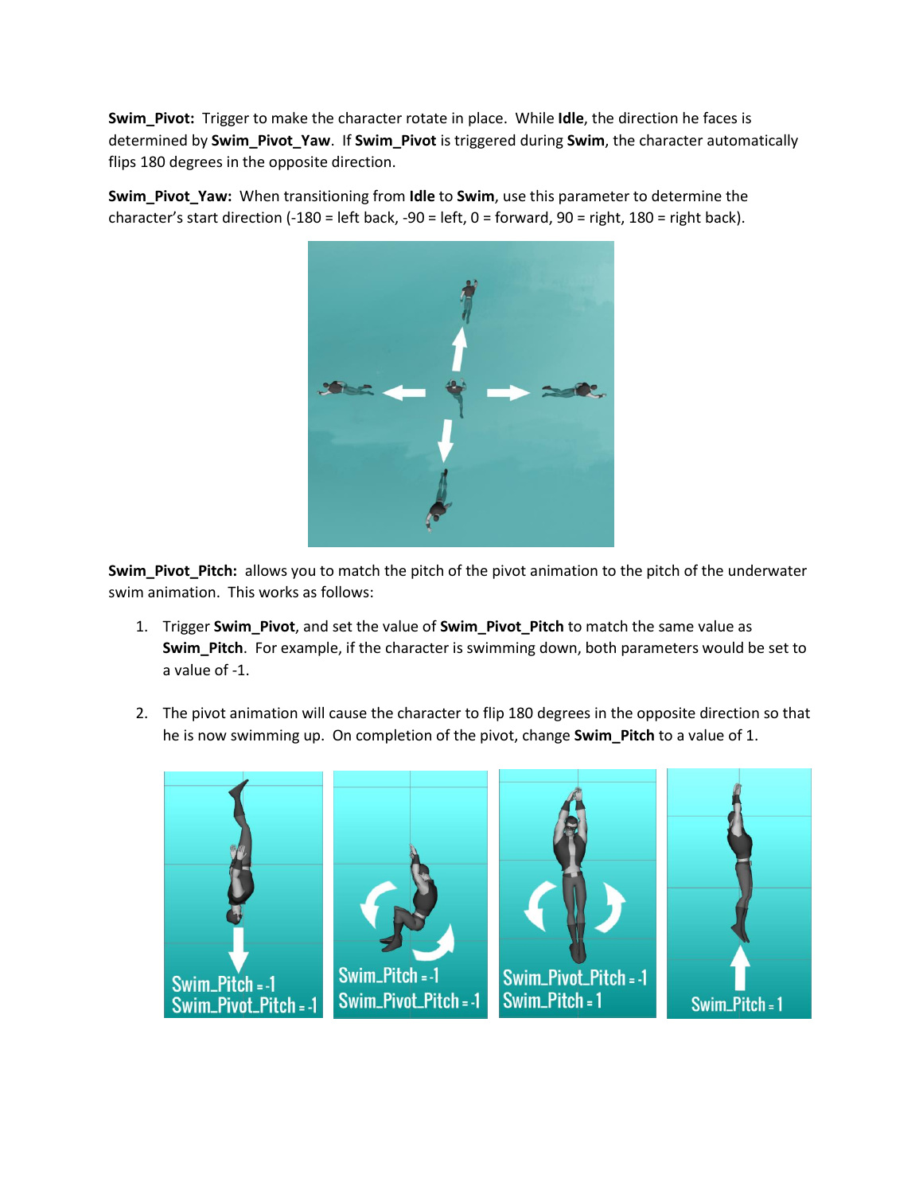**Swim_Pivot:** Trigger to make the character rotate in place. While **Idle**, the direction he faces is determined by **Swim_Pivot_Yaw**. If **Swim_Pivot** is triggered during **Swim**, the character automatically flips 180 degrees in the opposite direction.

**Swim_Pivot_Yaw:** When transitioning from **Idle** to **Swim**, use this parameter to determine the character's start direction (-180 = left back, -90 = left, 0 = forward, 90 = right, 180 = right back).

**Swim_Pivot_Pitch:** allows you to match the pitch of the pivot animation to the pitch of the underwater swim animation. This works as follows:

1. Trigger **Swim_Pivot**, and set the value of **Swim_Pivot_Pitch** to match the same value as **Swim_Pitch**. For example, if the character is swimming down, both parameters would be set to a value of -1.

2. The pivot animation will cause the character to flip 180 degrees in the opposite direction so that he is now swimming up. On completion of the pivot, change **Swim_Pitch** to a value of 1.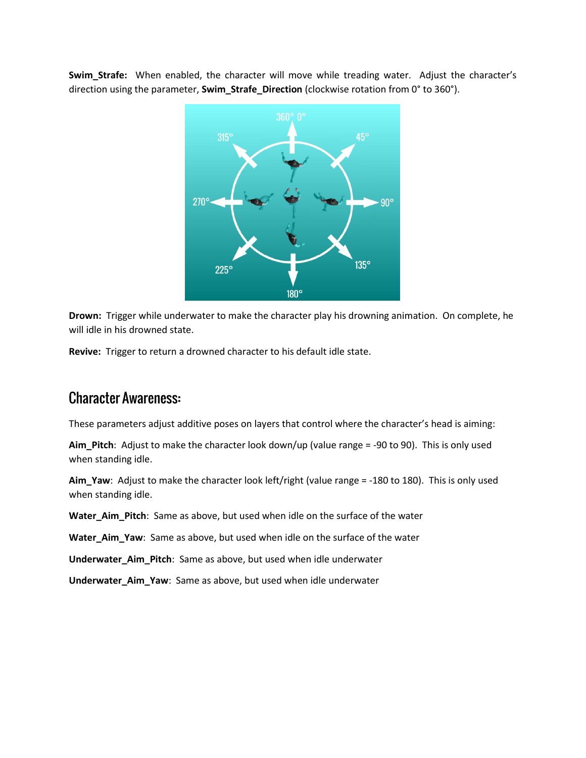**Swim_Strafe:** When enabled, the character will move while treading water. Adjust the character's direction using the parameter, **Swim_Strafe_Direction** (clockwise rotation from 0° to 360°).

**Drown:** Trigger while underwater to make the character play his drowning animation. On complete, he will idle in his drowned state.

**Revive:** Trigger to return a drowned character to his default idle state.

## Character Awareness:

These parameters adjust additive poses on layers that control where the character's head is aiming:

**Aim_Pitch**: Adjust to make the character look down/up (value range = -90 to 90). This is only used when standing idle.

**Aim_Yaw**: Adjust to make the character look left/right (value range = -180 to 180). This is only used when standing idle.

**Water_Aim_Pitch**: Same as above, but used when idle on the surface of the water

**Water_Aim_Yaw**: Same as above, but used when idle on the surface of the water

**Underwater_Aim_Pitch**: Same as above, but used when idle underwater

**Underwater_Aim_Yaw**: Same as above, but used when idle underwater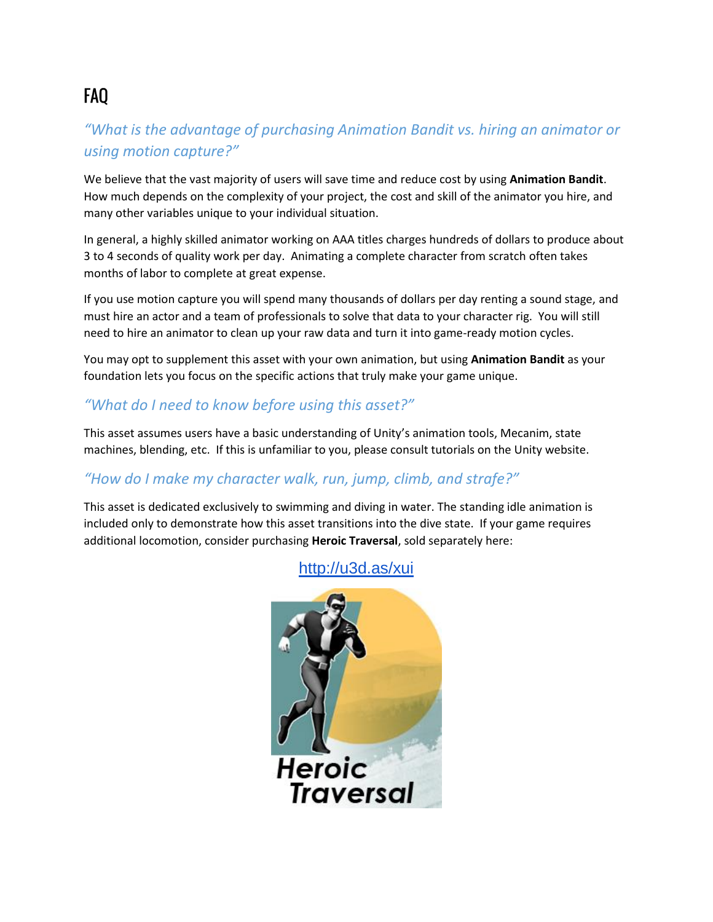# FAQ

### *"What is the advantage of purchasing Animation Bandit vs. hiring an animator or using motion capture?"*

We believe that the vast majority of users will save time and reduce cost by using **Animation Bandit**. How much depends on the complexity of your project, the cost and skill of the animator you hire, and many other variables unique to your individual situation.

In general, a highly skilled animator working on AAA titles charges hundreds of dollars to produce about 3 to 4 seconds of quality work per day. Animating a complete character from scratch often takes months of labor to complete at great expense.

If you use motion capture you will spend many thousands of dollars per day renting a sound stage, and must hire an actor and a team of professionals to solve that data to your character rig. You will still need to hire an animator to clean up your raw data and turn it into game-ready motion cycles.

You may opt to supplement this asset with your own animation, but using **Animation Bandit** as your foundation lets you focus on the specific actions that truly make your game unique.

### *"What do I need to know before using this asset?"*

This asset assumes users have a basic understanding of Unity's animation tools, Mecanim, state machines, blending, etc. If this is unfamiliar to you, please consult tutorials on the Unity website.

### *"How do I make my character walk, run, jump, climb, and strafe?"*

This asset is dedicated exclusively to swimming and diving in water. The standing idle animation is included only to demonstrate how this asset transitions into the dive state. If your game requires additional locomotion, consider purchasing **Heroic Traversal**, sold separately here:

http://u3d.as/xui

Heroic Traversal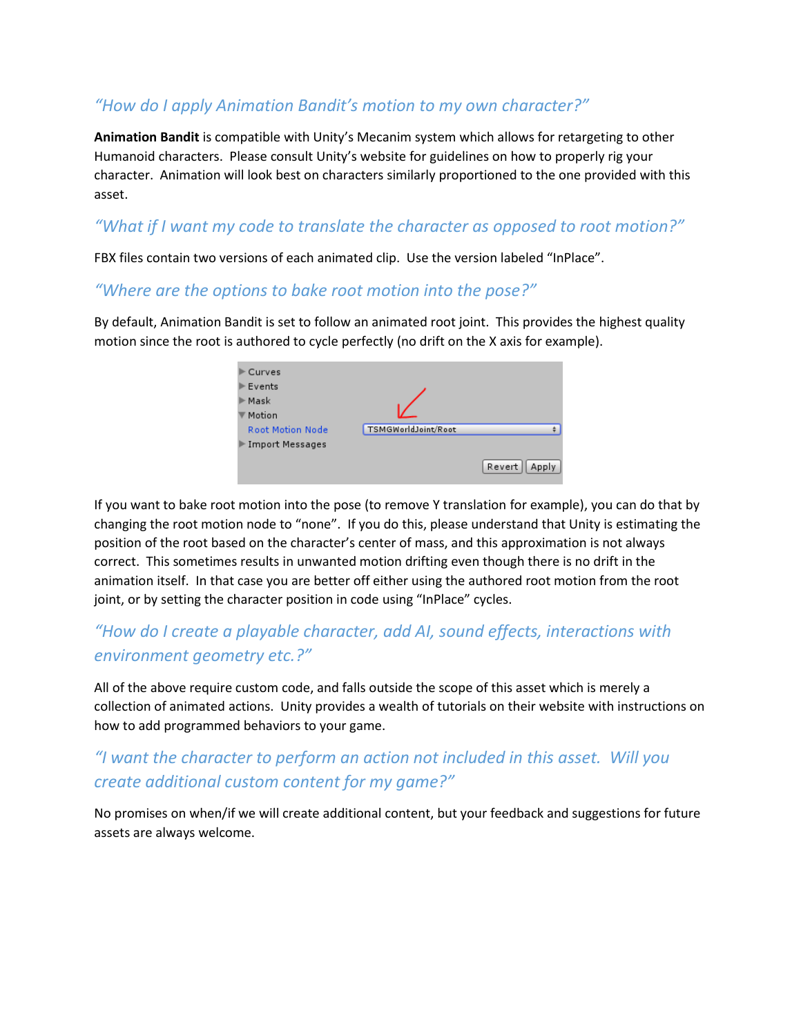## "How do I apply Animation Bandit's motion to my own character?"

**Animation Bandit** is compatible with Unity's Mecanim system which allows for retargeting to other Humanoid characters. Please consult Unity's website for guidelines on how to properly rig your character. Animation will look best on characters similarly proportioned to the one provided with this asset.

## "What if I want my code to translate the character as opposed to root motion?"

FBX files contain two versions of each animated clip. Use the version labeled "InPlace".

## "Where are the options to bake root motion into the pose?"

By default, Animation Bandit is set to follow an animated root joint. This provides the highest quality motion since the root is authored to cycle perfectly (no drift on the X axis for example).

If you want to bake root motion into the pose (to remove Y translation for example), you can do that by changing the root motion node to "none". If you do this, please understand that Unity is estimating the position of the root based on the character's center of mass, and this approximation is not always correct. This sometimes results in unwanted motion drifting even though there is no drift in the animation itself. In that case you are better off either using the authored root motion from the root joint, or by setting the character position in code using "InPlace" cycles.

## "How do I create a playable character, add AI, sound effects, interactions with environment geometry etc.?"

All of the above require custom code, and falls outside the scope of this asset which is merely a collection of animated actions. Unity provides a wealth of tutorials on their website with instructions on how to add programmed behaviors to your game.

## "I want the character to perform an action not included in this asset. Will you create additional custom content for my game?"

No promises on when/if we will create additional content, but your feedback and suggestions for future assets are always welcome.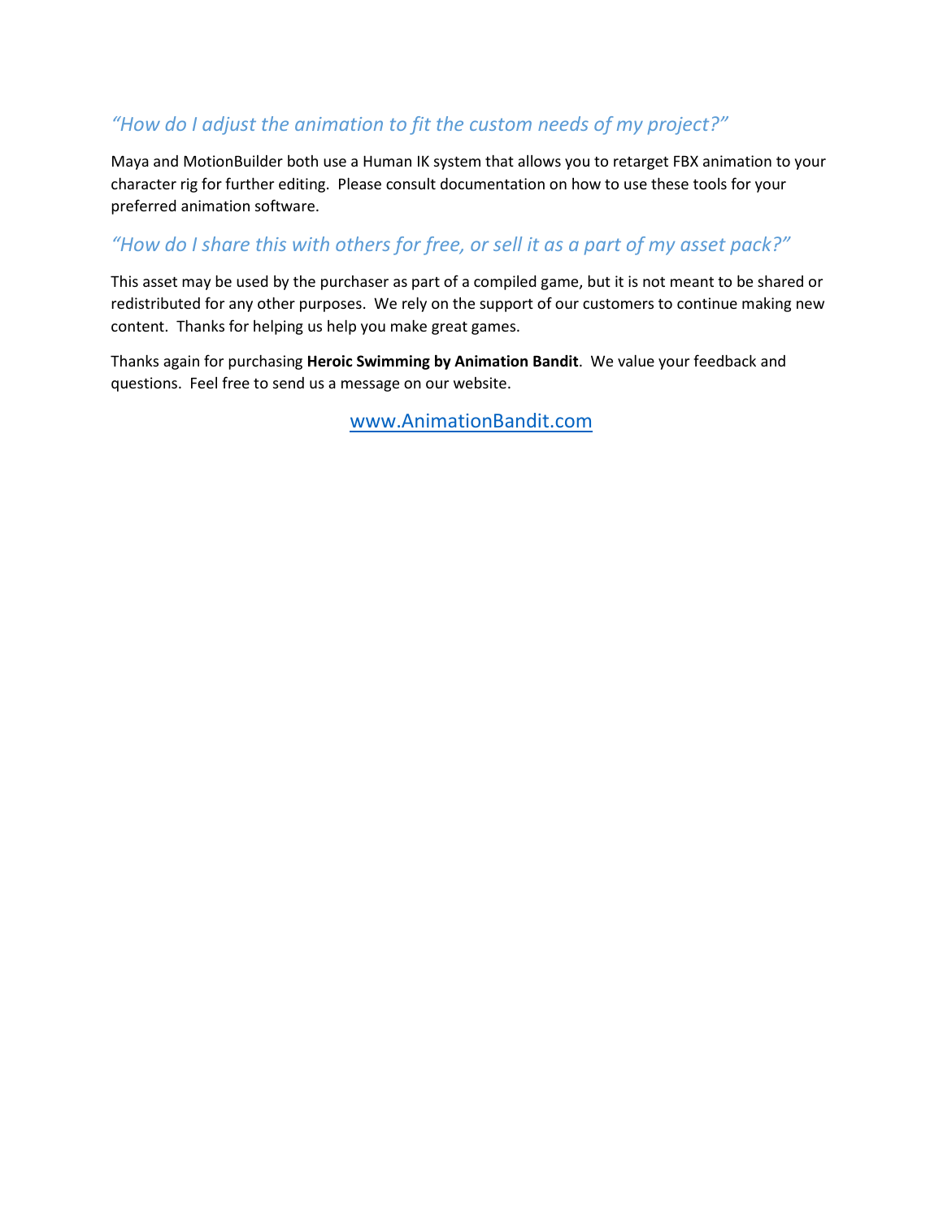### *"How do I adjust the animation to fit the custom needs of my project?"*

Maya and MotionBuilder both use a Human IK system that allows you to retarget FBX animation to your character rig for further editing. Please consult documentation on how to use these tools for your preferred animation software.

### *"How do I share this with others for free, or sell it as a part of my asset pack?"*

This asset may be used by the purchaser as part of a compiled game, but it is not meant to be shared or redistributed for any other purposes. We rely on the support of our customers to continue making new content. Thanks for helping us help you make great games.

Thanks again for purchasing **Heroic Swimming by Animation Bandit**. We value your feedback and questions. Feel free to send us a message on our website.

[www.AnimationBandit.com](http://www.AnimationBandit.com)